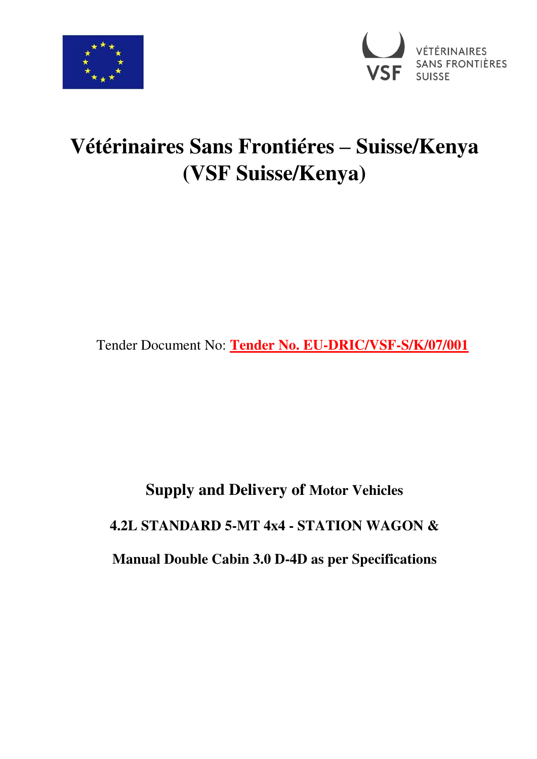# Vétérinaires Sans Frontiéres – Suisse/Kenya (VSF Suisse/Kenya)

Tender Document No: **Tender No. EU-DRIC/VSF-S/K/07/001**

**Supply and Delivery of Motor Vehicles**

**4.2L STANDARD 5-MT 4x4 - STATION WAGON &**

**Manual Double Cabin 3.0 D-4D as per Specifications**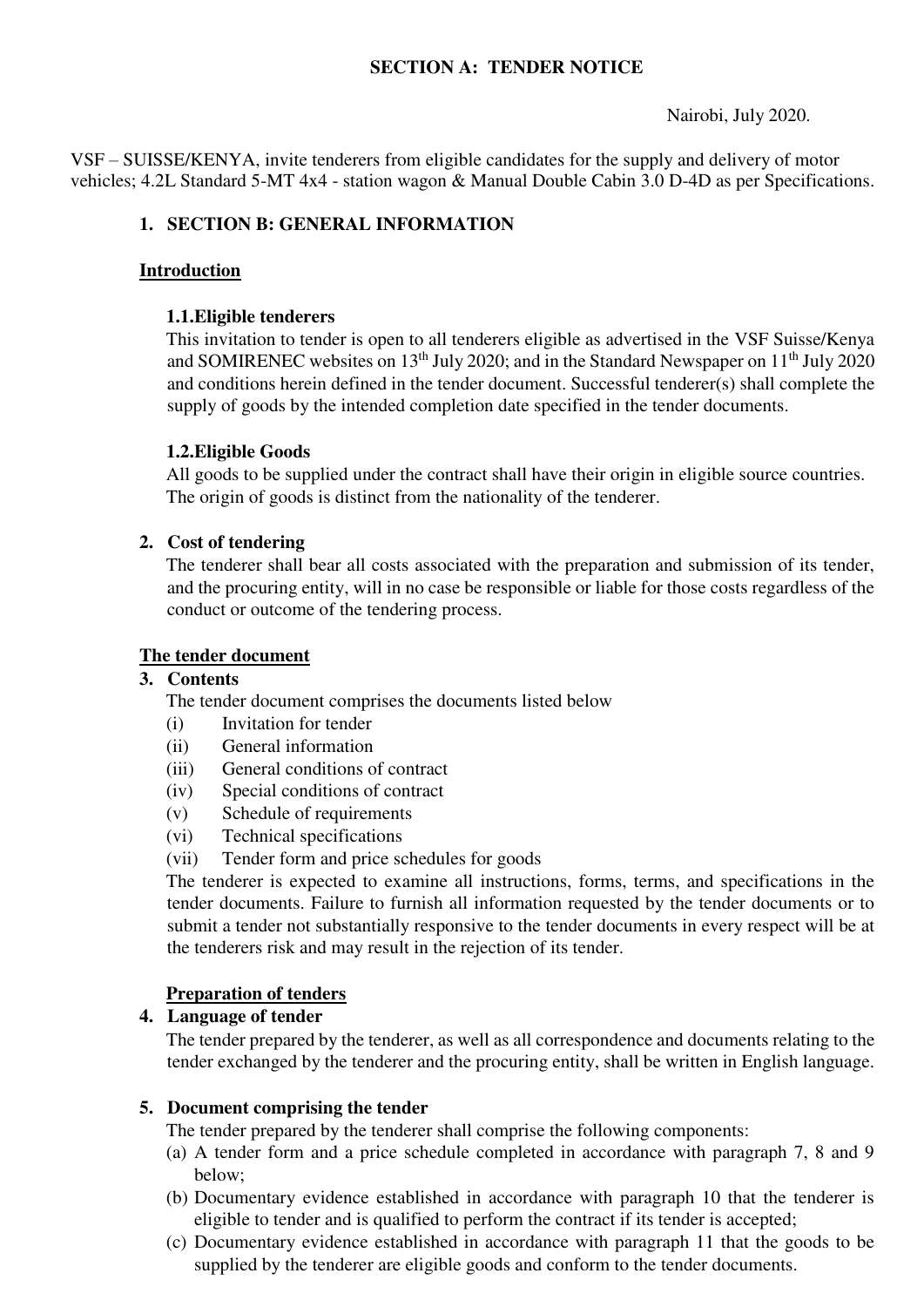**SECTION A: TENDER NOTICE**

Nairobi, July 2020.

VSF – SUISSE/KENYA, invite tenderers from eligible candidates for the supply and delivery of motor vehicles; 4.2L Standard 5-MT 4x4 - station wagon & Manual Double Cabin 3.0 D-4D as per Specifications.

## 1. SECTION B: GENERAL INFORMATION

### Introduction

**1.1.Eligible tenderers**

This invitation to tender is open to all tenderers eligible as advertised in the VSF Suisse/Kenya and SOMIRENEC websites on 13th July 2020; and in the Standard Newspaper on 11th July 2020 and conditions herein defined in the tender document. Successful tenderer(s) shall complete the supply of goods by the intended completion date specified in the tender documents.

**1.2.Eligible Goods**

All goods to be supplied under the contract shall have their origin in eligible source countries. The origin of goods is distinct from the nationality of the tenderer.

## 2. Cost of tendering

The tenderer shall bear all costs associated with the preparation and submission of its tender, and the procuring entity, will in no case be responsible or liable for those costs regardless of the conduct or outcome of the tendering process.

### The tender document

## 3. Contents

The tender document comprises the documents listed below

- (i) Invitation for tender
- (ii) General information
- (iii) General conditions of contract
- (iv) Special conditions of contract
- (v) Schedule of requirements
- (vi) Technical specifications
- (vii) Tender form and price schedules for goods

The tenderer is expected to examine all instructions, forms, terms, and specifications in the tender documents. Failure to furnish all information requested by the tender documents or to submit a tender not substantially responsive to the tender documents in every respect will be at the tenderers risk and may result in the rejection of its tender.

### Preparation of tenders

## 4. Language of tender

The tender prepared by the tenderer, as well as all correspondence and documents relating to the tender exchanged by the tenderer and the procuring entity, shall be written in English language.

## 5. Document comprising the tender

The tender prepared by the tenderer shall comprise the following components:

- (a) A tender form and a price schedule completed in accordance with paragraph 7, 8 and 9 below;
- (b) Documentary evidence established in accordance with paragraph 10 that the tenderer is eligible to tender and is qualified to perform the contract if its tender is accepted;
- (c) Documentary evidence established in accordance with paragraph 11 that the goods to be supplied by the tenderer are eligible goods and conform to the tender documents.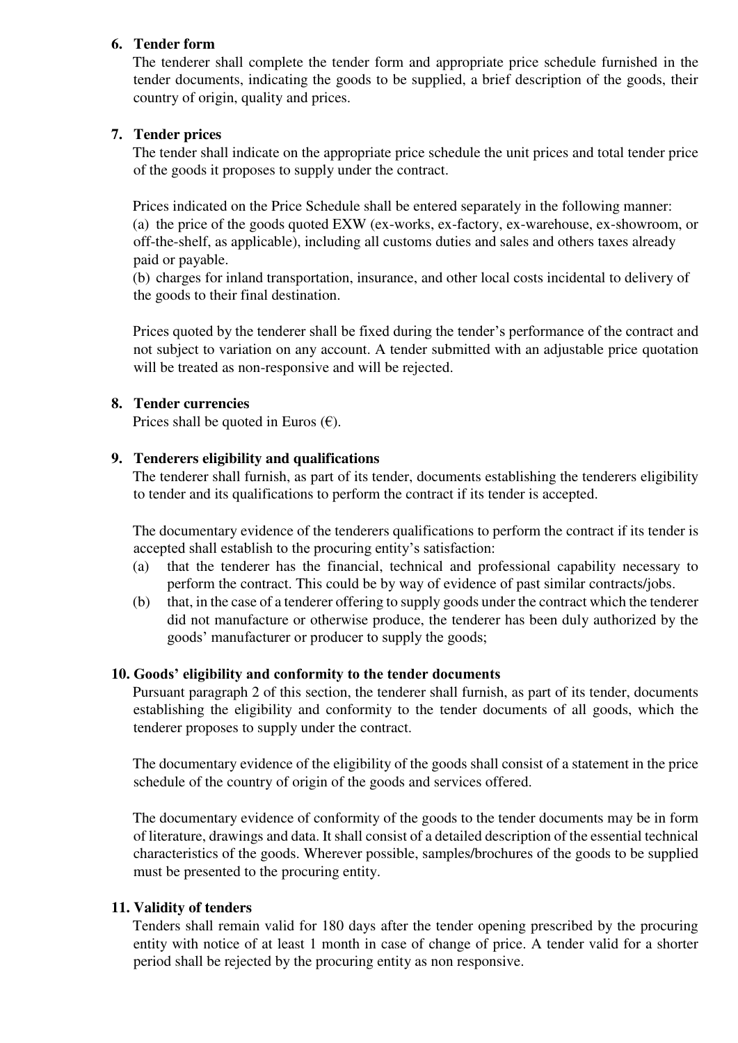## 6. Tender form

The tenderer shall complete the tender form and appropriate price schedule furnished in the tender documents, indicating the goods to be supplied, a brief description of the goods, their country of origin, quality and prices.

## 7. Tender prices

The tender shall indicate on the appropriate price schedule the unit prices and total tender price of the goods it proposes to supply under the contract.

Prices indicated on the Price Schedule shall be entered separately in the following manner:
(a) the price of the goods quoted EXW (ex-works, ex-factory, ex-warehouse, ex-showroom, or off-the-shelf, as applicable), including all customs duties and sales and others taxes already paid or payable.
(b) charges for inland transportation, insurance, and other local costs incidental to delivery of the goods to their final destination.

Prices quoted by the tenderer shall be fixed during the tender's performance of the contract and not subject to variation on any account. A tender submitted with an adjustable price quotation will be treated as non-responsive and will be rejected.

## 8. Tender currencies

Prices shall be quoted in Euros (€).

## 9. Tenderers eligibility and qualifications

The tenderer shall furnish, as part of its tender, documents establishing the tenderers eligibility to tender and its qualifications to perform the contract if its tender is accepted.

The documentary evidence of the tenderers qualifications to perform the contract if its tender is accepted shall establish to the procuring entity's satisfaction:

(a) that the tenderer has the financial, technical and professional capability necessary to perform the contract. This could be by way of evidence of past similar contracts/jobs.
(b) that, in the case of a tenderer offering to supply goods under the contract which the tenderer did not manufacture or otherwise produce, the tenderer has been duly authorized by the goods' manufacturer or producer to supply the goods;

## 10. Goods' eligibility and conformity to the tender documents

Pursuant paragraph 2 of this section, the tenderer shall furnish, as part of its tender, documents establishing the eligibility and conformity to the tender documents of all goods, which the tenderer proposes to supply under the contract.

The documentary evidence of the eligibility of the goods shall consist of a statement in the price schedule of the country of origin of the goods and services offered.

The documentary evidence of conformity of the goods to the tender documents may be in form of literature, drawings and data. It shall consist of a detailed description of the essential technical characteristics of the goods. Wherever possible, samples/brochures of the goods to be supplied must be presented to the procuring entity.

## 11. Validity of tenders

Tenders shall remain valid for 180 days after the tender opening prescribed by the procuring entity with notice of at least 1 month in case of change of price. A tender valid for a shorter period shall be rejected by the procuring entity as non responsive.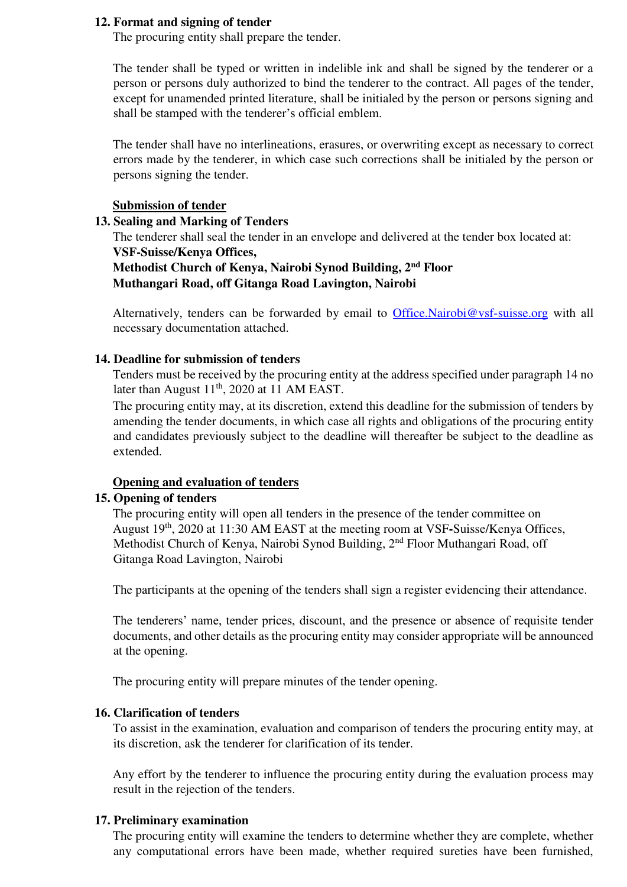**12. Format and signing of tender**

The procuring entity shall prepare the tender.

The tender shall be typed or written in indelible ink and shall be signed by the tenderer or a person or persons duly authorized to bind the tenderer to the contract. All pages of the tender, except for unamended printed literature, shall be initialed by the person or persons signing and shall be stamped with the tenderer's official emblem.

The tender shall have no interlineations, erasures, or overwriting except as necessary to correct errors made by the tenderer, in which case such corrections shall be initialed by the person or persons signing the tender.

**Submission of tender**

**13. Sealing and Marking of Tenders**

The tenderer shall seal the tender in an envelope and delivered at the tender box located at:
**VSF-Suisse/Kenya Offices,**
**Methodist Church of Kenya, Nairobi Synod Building, 2nd Floor**
**Muthangari Road, off Gitanga Road Lavington, Nairobi**

Alternatively, tenders can be forwarded by email to Office.Nairobi@vsf-suisse.org with all necessary documentation attached.

**14. Deadline for submission of tenders**

Tenders must be received by the procuring entity at the address specified under paragraph 14 no later than August 11th, 2020 at 11 AM EAST.

The procuring entity may, at its discretion, extend this deadline for the submission of tenders by amending the tender documents, in which case all rights and obligations of the procuring entity and candidates previously subject to the deadline will thereafter be subject to the deadline as extended.

**Opening and evaluation of tenders**

**15. Opening of tenders**

The procuring entity will open all tenders in the presence of the tender committee on August 19th, 2020 at 11:30 AM EAST at the meeting room at VSF-Suisse/Kenya Offices, Methodist Church of Kenya, Nairobi Synod Building, 2nd Floor Muthangari Road, off Gitanga Road Lavington, Nairobi

The participants at the opening of the tenders shall sign a register evidencing their attendance.

The tenderers' name, tender prices, discount, and the presence or absence of requisite tender documents, and other details as the procuring entity may consider appropriate will be announced at the opening.

The procuring entity will prepare minutes of the tender opening.

**16. Clarification of tenders**

To assist in the examination, evaluation and comparison of tenders the procuring entity may, at its discretion, ask the tenderer for clarification of its tender.

Any effort by the tenderer to influence the procuring entity during the evaluation process may result in the rejection of the tenders.

**17. Preliminary examination**

The procuring entity will examine the tenders to determine whether they are complete, whether any computational errors have been made, whether required sureties have been furnished,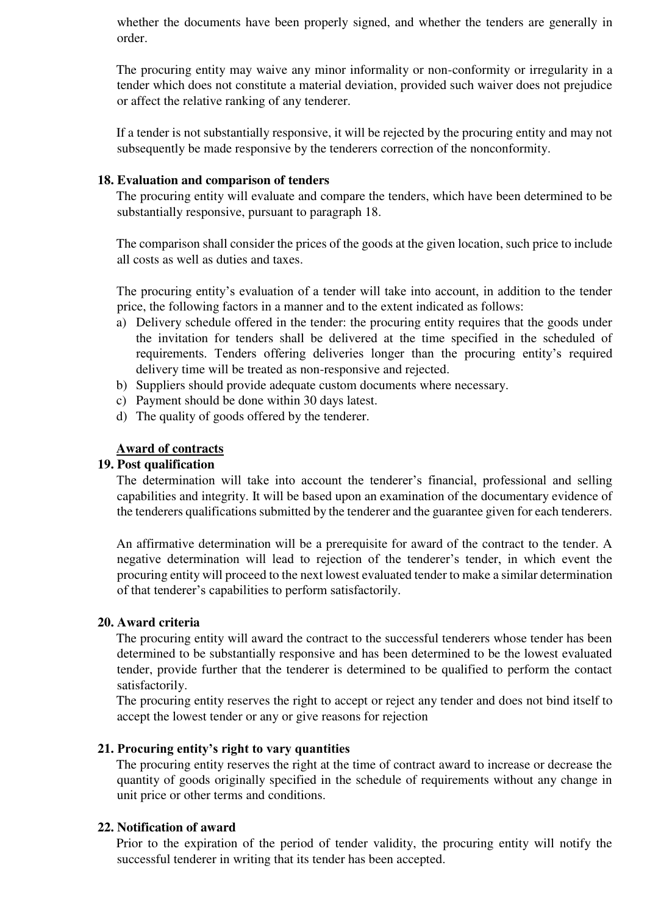whether the documents have been properly signed, and whether the tenders are generally in order.

The procuring entity may waive any minor informality or non-conformity or irregularity in a tender which does not constitute a material deviation, provided such waiver does not prejudice or affect the relative ranking of any tenderer.

If a tender is not substantially responsive, it will be rejected by the procuring entity and may not subsequently be made responsive by the tenderers correction of the nonconformity.

**18. Evaluation and comparison of tenders**

The procuring entity will evaluate and compare the tenders, which have been determined to be substantially responsive, pursuant to paragraph 18.

The comparison shall consider the prices of the goods at the given location, such price to include all costs as well as duties and taxes.

The procuring entity's evaluation of a tender will take into account, in addition to the tender price, the following factors in a manner and to the extent indicated as follows:

a) Delivery schedule offered in the tender: the procuring entity requires that the goods under the invitation for tenders shall be delivered at the time specified in the scheduled of requirements. Tenders offering deliveries longer than the procuring entity's required delivery time will be treated as non-responsive and rejected.
b) Suppliers should provide adequate custom documents where necessary.
c) Payment should be done within 30 days latest.
d) The quality of goods offered by the tenderer.

**<u>Award of contracts</u>**

**19. Post qualification**

The determination will take into account the tenderer's financial, professional and selling capabilities and integrity. It will be based upon an examination of the documentary evidence of the tenderers qualifications submitted by the tenderer and the guarantee given for each tenderers.

An affirmative determination will be a prerequisite for award of the contract to the tender. A negative determination will lead to rejection of the tenderer's tender, in which event the procuring entity will proceed to the next lowest evaluated tender to make a similar determination of that tenderer's capabilities to perform satisfactorily.

**20. Award criteria**

The procuring entity will award the contract to the successful tenderers whose tender has been determined to be substantially responsive and has been determined to be the lowest evaluated tender, provide further that the tenderer is determined to be qualified to perform the contact satisfactorily.

The procuring entity reserves the right to accept or reject any tender and does not bind itself to accept the lowest tender or any or give reasons for rejection

**21. Procuring entity's right to vary quantities**

The procuring entity reserves the right at the time of contract award to increase or decrease the quantity of goods originally specified in the schedule of requirements without any change in unit price or other terms and conditions.

**22. Notification of award**

Prior to the expiration of the period of tender validity, the procuring entity will notify the successful tenderer in writing that its tender has been accepted.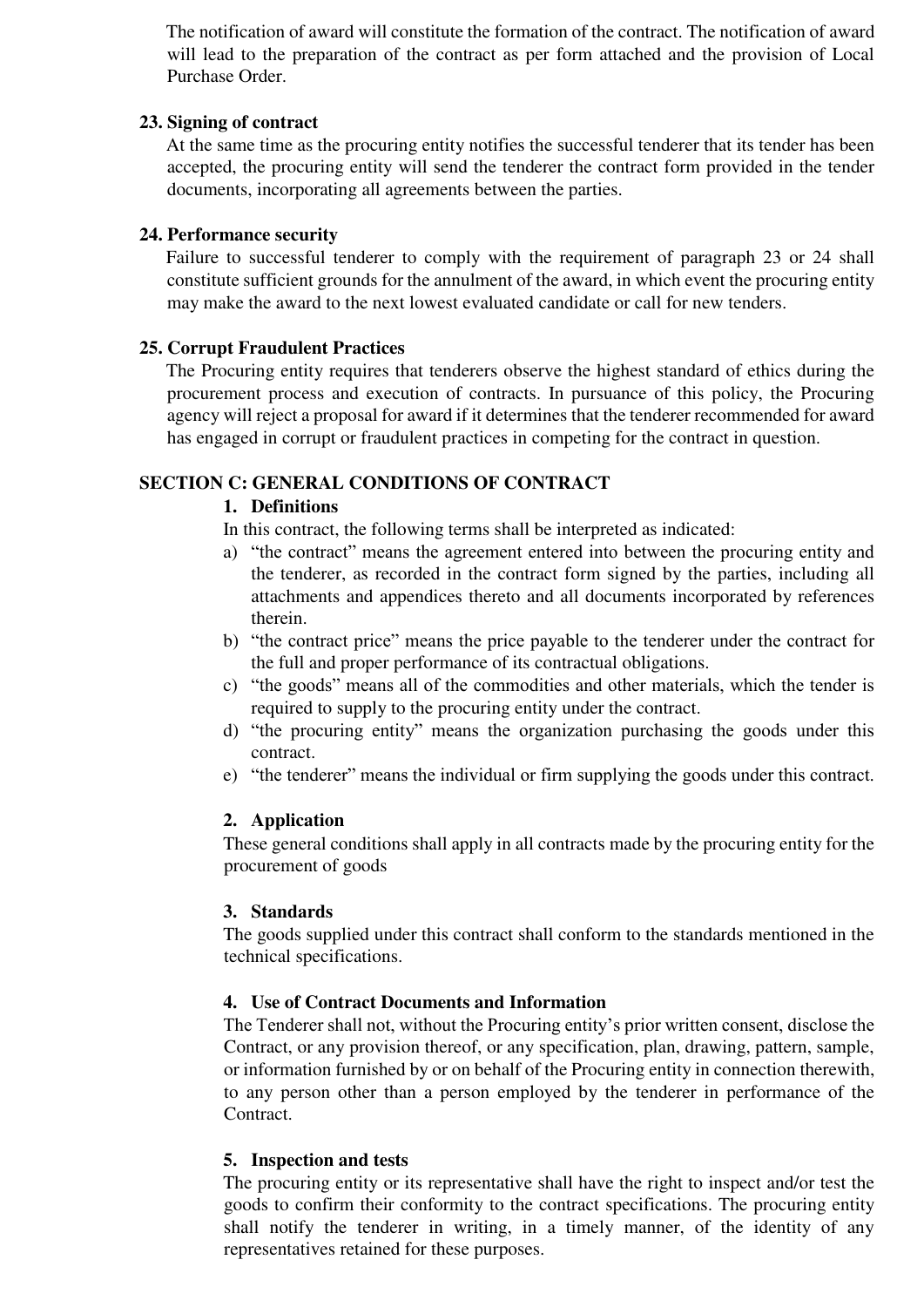The notification of award will constitute the formation of the contract. The notification of award will lead to the preparation of the contract as per form attached and the provision of Local Purchase Order.

**23. Signing of contract**

At the same time as the procuring entity notifies the successful tenderer that its tender has been accepted, the procuring entity will send the tenderer the contract form provided in the tender documents, incorporating all agreements between the parties.

**24. Performance security**

Failure to successful tenderer to comply with the requirement of paragraph 23 or 24 shall constitute sufficient grounds for the annulment of the award, in which event the procuring entity may make the award to the next lowest evaluated candidate or call for new tenders.

**25. Corrupt Fraudulent Practices**

The Procuring entity requires that tenderers observe the highest standard of ethics during the procurement process and execution of contracts. In pursuance of this policy, the Procuring agency will reject a proposal for award if it determines that the tenderer recommended for award has engaged in corrupt or fraudulent practices in competing for the contract in question.

## SECTION C: GENERAL CONDITIONS OF CONTRACT

**1. Definitions**

In this contract, the following terms shall be interpreted as indicated:

a) "the contract" means the agreement entered into between the procuring entity and the tenderer, as recorded in the contract form signed by the parties, including all attachments and appendices thereto and all documents incorporated by references therein.
b) "the contract price" means the price payable to the tenderer under the contract for the full and proper performance of its contractual obligations.
c) "the goods" means all of the commodities and other materials, which the tender is required to supply to the procuring entity under the contract.
d) "the procuring entity" means the organization purchasing the goods under this contract.
e) "the tenderer" means the individual or firm supplying the goods under this contract.

**2. Application**

These general conditions shall apply in all contracts made by the procuring entity for the procurement of goods

**3. Standards**

The goods supplied under this contract shall conform to the standards mentioned in the technical specifications.

**4. Use of Contract Documents and Information**

The Tenderer shall not, without the Procuring entity's prior written consent, disclose the Contract, or any provision thereof, or any specification, plan, drawing, pattern, sample, or information furnished by or on behalf of the Procuring entity in connection therewith, to any person other than a person employed by the tenderer in performance of the Contract.

**5. Inspection and tests**

The procuring entity or its representative shall have the right to inspect and/or test the goods to confirm their conformity to the contract specifications. The procuring entity shall notify the tenderer in writing, in a timely manner, of the identity of any representatives retained for these purposes.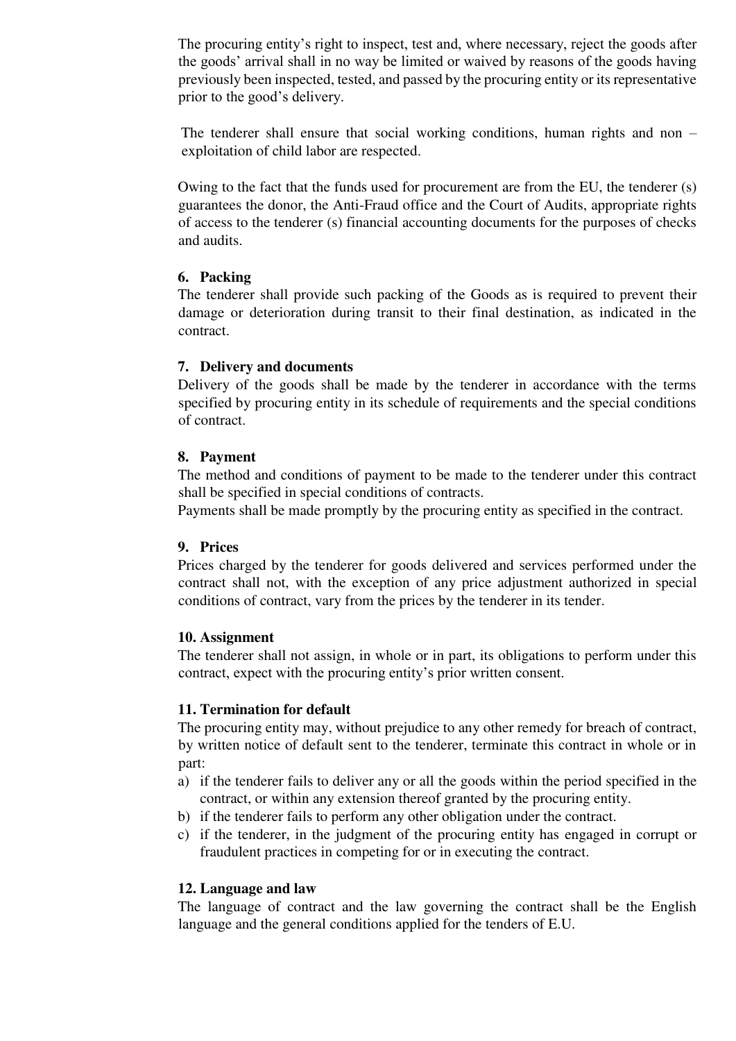The procuring entity’s right to inspect, test and, where necessary, reject the goods after the goods’ arrival shall in no way be limited or waived by reasons of the goods having previously been inspected, tested, and passed by the procuring entity or its representative prior to the good’s delivery.

The tenderer shall ensure that social working conditions, human rights and non – exploitation of child labor are respected.

Owing to the fact that the funds used for procurement are from the EU, the tenderer (s) guarantees the donor, the Anti-Fraud office and the Court of Audits, appropriate rights of access to the tenderer (s) financial accounting documents for the purposes of checks and audits.

**6. Packing**

The tenderer shall provide such packing of the Goods as is required to prevent their damage or deterioration during transit to their final destination, as indicated in the contract.

**7. Delivery and documents**

Delivery of the goods shall be made by the tenderer in accordance with the terms specified by procuring entity in its schedule of requirements and the special conditions of contract.

**8. Payment**

The method and conditions of payment to be made to the tenderer under this contract shall be specified in special conditions of contracts.

Payments shall be made promptly by the procuring entity as specified in the contract.

**9. Prices**

Prices charged by the tenderer for goods delivered and services performed under the contract shall not, with the exception of any price adjustment authorized in special conditions of contract, vary from the prices by the tenderer in its tender.

**10. Assignment**

The tenderer shall not assign, in whole or in part, its obligations to perform under this contract, expect with the procuring entity’s prior written consent.

**11. Termination for default**

The procuring entity may, without prejudice to any other remedy for breach of contract, by written notice of default sent to the tenderer, terminate this contract in whole or in part:

a) if the tenderer fails to deliver any or all the goods within the period specified in the contract, or within any extension thereof granted by the procuring entity.
b) if the tenderer fails to perform any other obligation under the contract.
c) if the tenderer, in the judgment of the procuring entity has engaged in corrupt or fraudulent practices in competing for or in executing the contract.

**12. Language and law**

The language of contract and the law governing the contract shall be the English language and the general conditions applied for the tenders of E.U.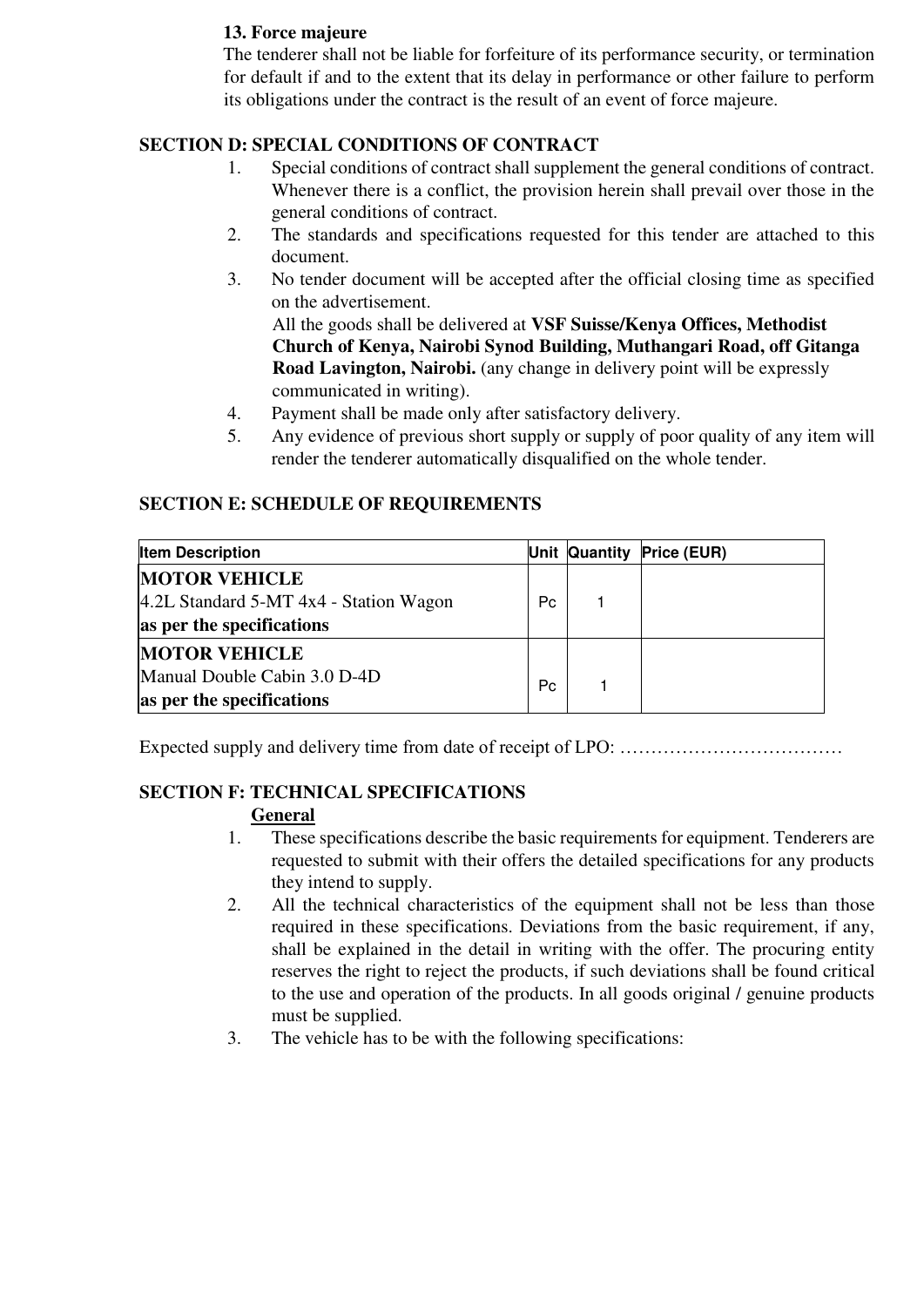**13. Force majeure**

The tenderer shall not be liable for forfeiture of its performance security, or termination for default if and to the extent that its delay in performance or other failure to perform its obligations under the contract is the result of an event of force majeure.

## SECTION D: SPECIAL CONDITIONS OF CONTRACT

1. Special conditions of contract shall supplement the general conditions of contract. Whenever there is a conflict, the provision herein shall prevail over those in the general conditions of contract.
2. The standards and specifications requested for this tender are attached to this document.
3. No tender document will be accepted after the official closing time as specified on the advertisement.
   All the goods shall be delivered at **VSF Suisse/Kenya Offices, Methodist Church of Kenya, Nairobi Synod Building, Muthangari Road, off Gitanga Road Lavington, Nairobi.** (any change in delivery point will be expressly communicated in writing).
4. Payment shall be made only after satisfactory delivery.
5. Any evidence of previous short supply or supply of poor quality of any item will render the tenderer automatically disqualified on the whole tender.

## SECTION E: SCHEDULE OF REQUIREMENTS

| Item Description | Unit | Quantity | Price (EUR) |
|---|---|---|---|
| **MOTOR VEHICLE**<br>4.2L Standard 5-MT 4x4 - Station Wagon<br>**as per the specifications** | Pc | 1 | |
| **MOTOR VEHICLE**<br>Manual Double Cabin 3.0 D-4D<br>**as per the specifications** | Pc | 1 | |

Expected supply and delivery time from date of receipt of LPO: ………………………………

## SECTION F: TECHNICAL SPECIFICATIONS

**General**

1. These specifications describe the basic requirements for equipment. Tenderers are requested to submit with their offers the detailed specifications for any products they intend to supply.
2. All the technical characteristics of the equipment shall not be less than those required in these specifications. Deviations from the basic requirement, if any, shall be explained in the detail in writing with the offer. The procuring entity reserves the right to reject the products, if such deviations shall be found critical to the use and operation of the products. In all goods original / genuine products must be supplied.
3. The vehicle has to be with the following specifications: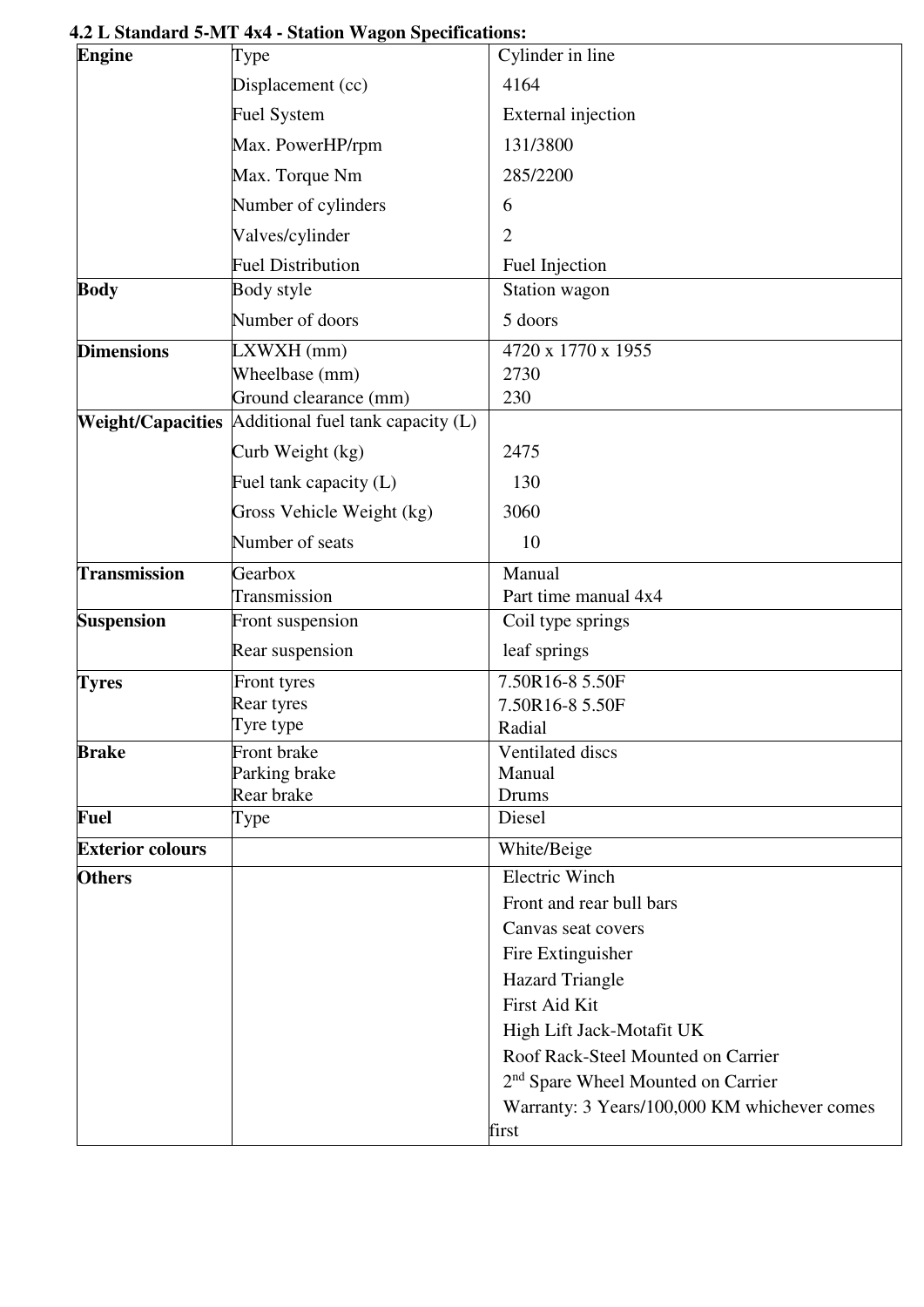**4.2 L Standard 5-MT 4x4 - Station Wagon Specifications:**

| | | |
|---|---|---|
| **Engine** | Type | Cylinder in line |
| | Displacement (cc) | 4164 |
| | Fuel System | External injection |
| | Max. PowerHP/rpm | 131/3800 |
| | Max. Torque Nm | 285/2200 |
| | Number of cylinders | 6 |
| | Valves/cylinder | 2 |
| | Fuel Distribution | Fuel Injection |
| **Body** | Body style | Station wagon |
| | Number of doors | 5 doors |
| **Dimensions** | LXWXH (mm) | 4720 x 1770 x 1955 |
| | Wheelbase (mm) | 2730 |
| | Ground clearance (mm) | 230 |
| **Weight/Capacities** | Additional fuel tank capacity (L) | |
| | Curb Weight (kg) | 2475 |
| | Fuel tank capacity (L) | 130 |
| | Gross Vehicle Weight (kg) | 3060 |
| | Number of seats | 10 |
| **Transmission** | Gearbox | Manual |
| | Transmission | Part time manual 4x4 |
| **Suspension** | Front suspension | Coil type springs |
| | Rear suspension | leaf springs |
| **Tyres** | Front tyres | 7.50R16-8 5.50F |
| | Rear tyres | 7.50R16-8 5.50F |
| | Tyre type | Radial |
| **Brake** | Front brake | Ventilated discs |
| | Parking brake | Manual |
| | Rear brake | Drums |
| **Fuel** | Type | Diesel |
| **Exterior colours** | | White/Beige |
| **Others** | | Electric Winch |
| | | Front and rear bull bars |
| | | Canvas seat covers |
| | | Fire Extinguisher |
| | | Hazard Triangle |
| | | First Aid Kit |
| | | High Lift Jack-Motafit UK |
| | | Roof Rack-Steel Mounted on Carrier |
| | | 2nd Spare Wheel Mounted on Carrier |
| | | Warranty: 3 Years/100,000 KM whichever comes first |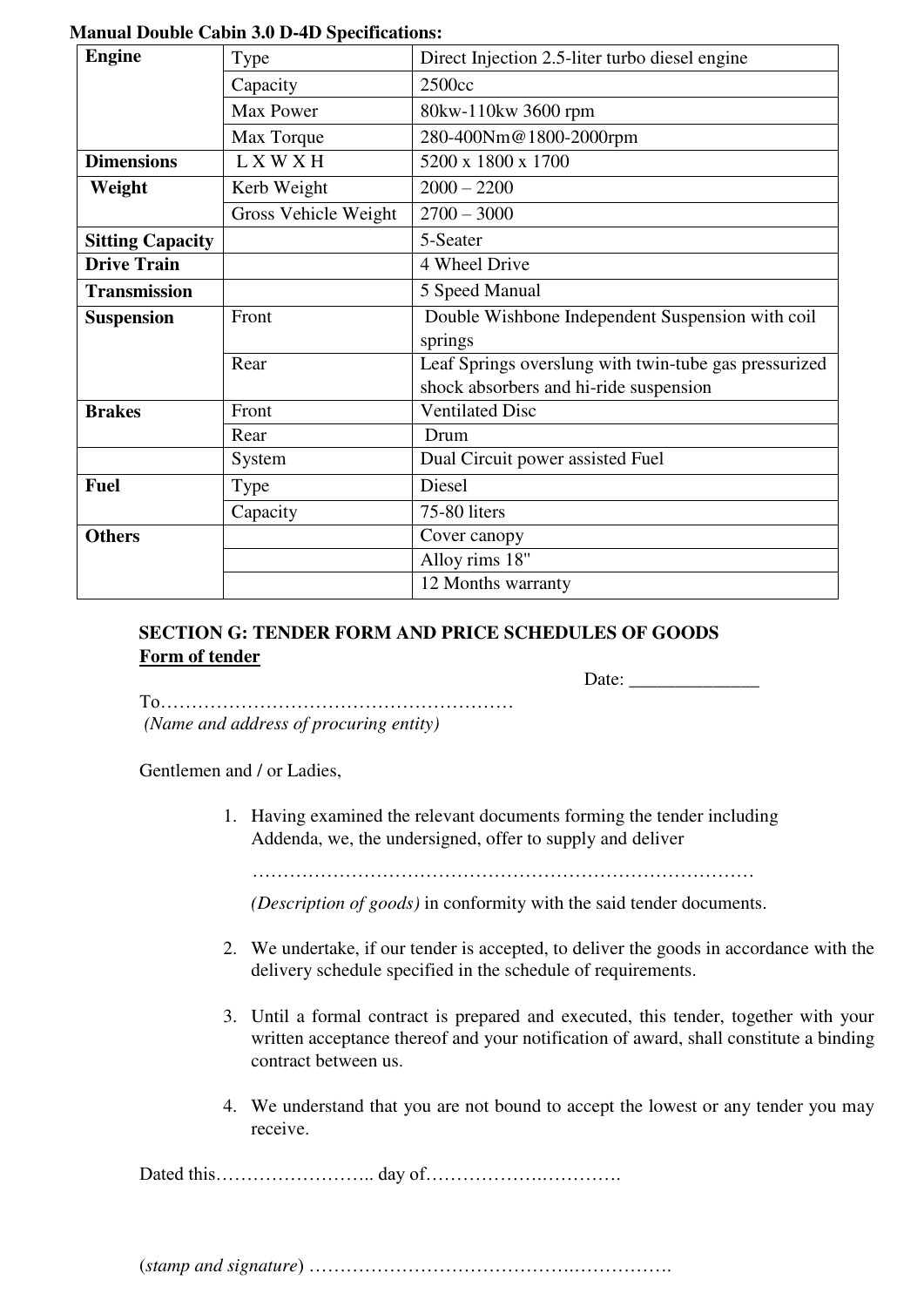**Manual Double Cabin 3.0 D-4D Specifications:**

| | | |
|---|---|---|
| **Engine** | Type | Direct Injection 2.5-liter turbo diesel engine |
| | Capacity | 2500cc |
| | Max Power | 80kw-110kw 3600 rpm |
| | Max Torque | 280-400Nm@1800-2000rpm |
| **Dimensions** | L X W X H | 5200 x 1800 x 1700 |
| **Weight** | Kerb Weight | 2000 – 2200 |
| | Gross Vehicle Weight | 2700 – 3000 |
| **Sitting Capacity** | | 5-Seater |
| **Drive Train** | | 4 Wheel Drive |
| **Transmission** | | 5 Speed Manual |
| **Suspension** | Front | Double Wishbone Independent Suspension with coil springs |
| | Rear | Leaf Springs overslung with twin-tube gas pressurized shock absorbers and hi-ride suspension |
| **Brakes** | Front | Ventilated Disc |
| | Rear | Drum |
| | System | Dual Circuit power assisted Fuel |
| **Fuel** | Type | Diesel |
| | Capacity | 75-80 liters |
| **Others** | | Cover canopy |
| | | Alloy rims 18" |
| | | 12 Months warranty |

**SECTION G: TENDER FORM AND PRICE SCHEDULES OF GOODS**

**Form of tender**

Date: ______________

To…………………………………………………

*(Name and address of procuring entity)*

Gentlemen and / or Ladies,

1. Having examined the relevant documents forming the tender including Addenda, we, the undersigned, offer to supply and deliver

   ………………………………………………………………………

   *(Description of goods)* in conformity with the said tender documents.

2. We undertake, if our tender is accepted, to deliver the goods in accordance with the delivery schedule specified in the schedule of requirements.

3. Until a formal contract is prepared and executed, this tender, together with your written acceptance thereof and your notification of award, shall constitute a binding contract between us.

4. We understand that you are not bound to accept the lowest or any tender you may receive.

Dated this…………………….. day of…………………………….

(*stamp and signature*) …………………………………….…………….